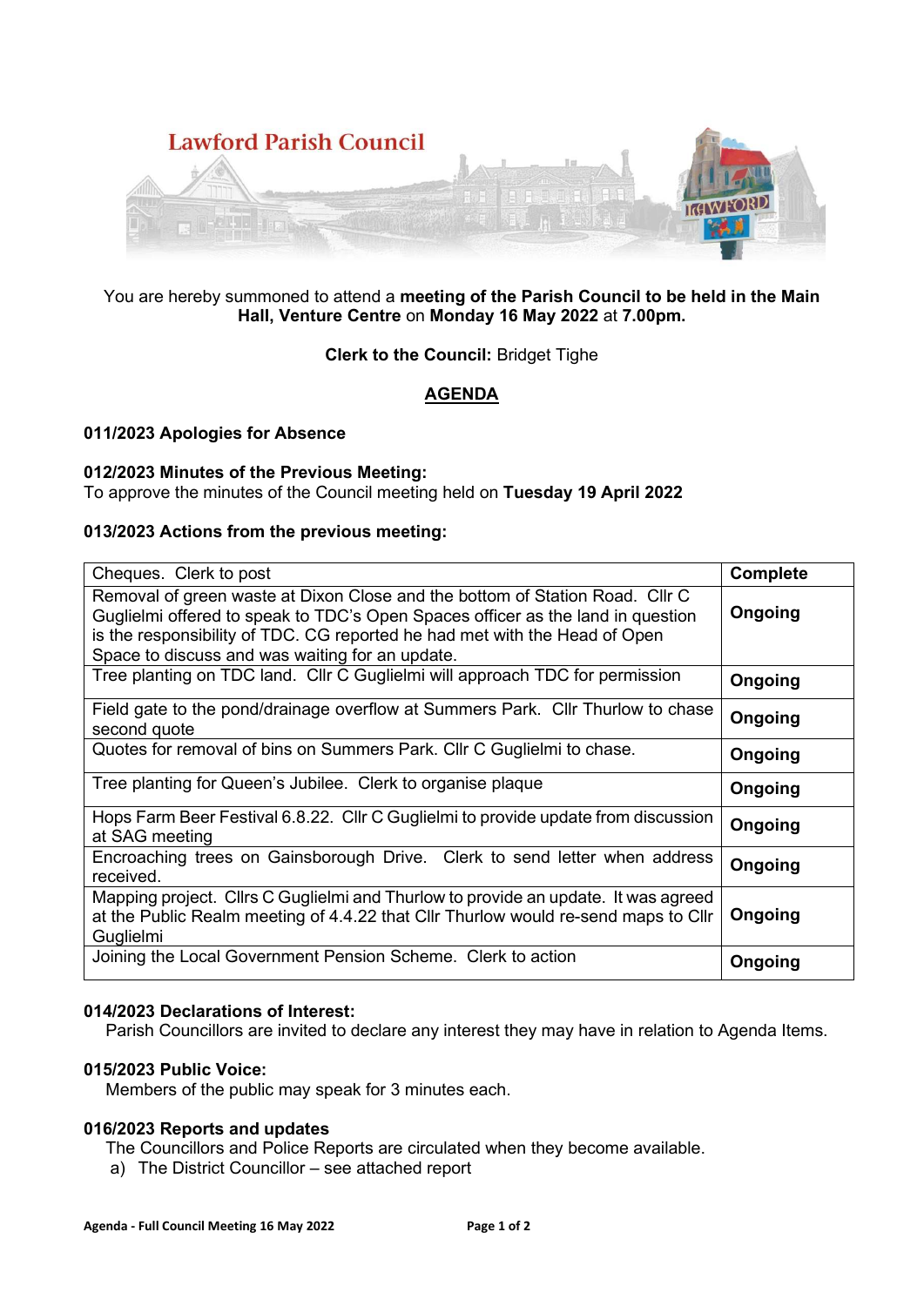# Lawford Parish Council

You are hereby summoned to attend a **meeting of the Parish Council to be held in the Main Hall, Venture Centre** on **Monday 16 May 2022** at **7.00pm.**

**Clerk to the Council:** Bridget Tighe

## AGENDA

**011/2023 Apologies for Absence**

**012/2023 Minutes of the Previous Meeting:**
To approve the minutes of the Council meeting held on **Tuesday 19 April 2022**

**013/2023 Actions from the previous meeting:**

| Action | Status |
|---|---|
| Cheques. Clerk to post | **Complete** |
| Removal of green waste at Dixon Close and the bottom of Station Road. Cllr C Guglielmi offered to speak to TDC's Open Spaces officer as the land in question is the responsibility of TDC. CG reported he had met with the Head of Open Space to discuss and was waiting for an update. | **Ongoing** |
| Tree planting on TDC land. Cllr C Guglielmi will approach TDC for permission | **Ongoing** |
| Field gate to the pond/drainage overflow at Summers Park. Cllr Thurlow to chase second quote | **Ongoing** |
| Quotes for removal of bins on Summers Park. Cllr C Guglielmi to chase. | **Ongoing** |
| Tree planting for Queen's Jubilee. Clerk to organise plaque | **Ongoing** |
| Hops Farm Beer Festival 6.8.22. Cllr C Guglielmi to provide update from discussion at SAG meeting | **Ongoing** |
| Encroaching trees on Gainsborough Drive. Clerk to send letter when address received. | **Ongoing** |
| Mapping project. Cllrs C Guglielmi and Thurlow to provide an update. It was agreed at the Public Realm meeting of 4.4.22 that Cllr Thurlow would re-send maps to Cllr Guglielmi | **Ongoing** |
| Joining the Local Government Pension Scheme. Clerk to action | **Ongoing** |

**014/2023 Declarations of Interest:**
Parish Councillors are invited to declare any interest they may have in relation to Agenda Items.

**015/2023 Public Voice:**
Members of the public may speak for 3 minutes each.

**016/2023 Reports and updates**
The Councillors and Police Reports are circulated when they become available.

a) The District Councillor – see attached report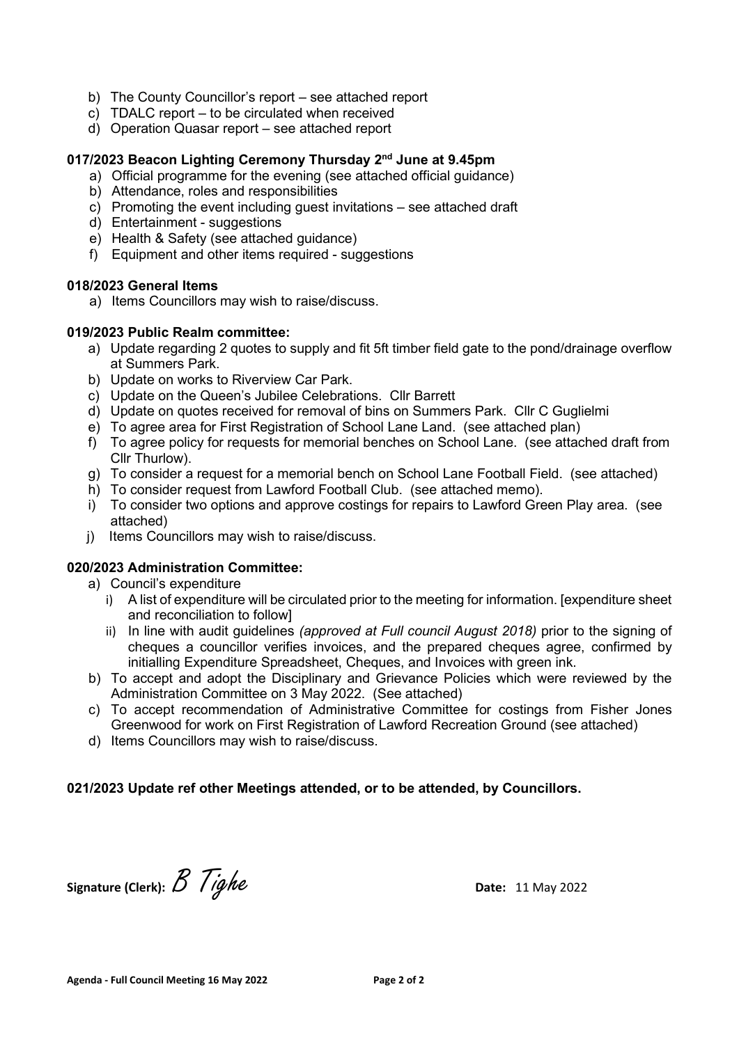b) The County Councillor's report – see attached report
c) TDALC report – to be circulated when received
d) Operation Quasar report – see attached report

**017/2023 Beacon Lighting Ceremony Thursday 2nd June at 9.45pm**

a) Official programme for the evening (see attached official guidance)
b) Attendance, roles and responsibilities
c) Promoting the event including guest invitations – see attached draft
d) Entertainment - suggestions
e) Health & Safety (see attached guidance)
f) Equipment and other items required - suggestions

**018/2023 General Items**

a) Items Councillors may wish to raise/discuss.

**019/2023 Public Realm committee:**

a) Update regarding 2 quotes to supply and fit 5ft timber field gate to the pond/drainage overflow at Summers Park.
b) Update on works to Riverview Car Park.
c) Update on the Queen's Jubilee Celebrations. Cllr Barrett
d) Update on quotes received for removal of bins on Summers Park. Cllr C Guglielmi
e) To agree area for First Registration of School Lane Land. (see attached plan)
f) To agree policy for requests for memorial benches on School Lane. (see attached draft from Cllr Thurlow).
g) To consider a request for a memorial bench on School Lane Football Field. (see attached)
h) To consider request from Lawford Football Club. (see attached memo).
i) To consider two options and approve costings for repairs to Lawford Green Play area. (see attached)
j) Items Councillors may wish to raise/discuss.

**020/2023 Administration Committee:**

a) Council's expenditure
   i) A list of expenditure will be circulated prior to the meeting for information. [expenditure sheet and reconciliation to follow]
   ii) In line with audit guidelines *(approved at Full council August 2018)* prior to the signing of cheques a councillor verifies invoices, and the prepared cheques agree, confirmed by initialling Expenditure Spreadsheet, Cheques, and Invoices with green ink.
b) To accept and adopt the Disciplinary and Grievance Policies which were reviewed by the Administration Committee on 3 May 2022. (See attached)
c) To accept recommendation of Administrative Committee for costings from Fisher Jones Greenwood for work on First Registration of Lawford Recreation Ground (see attached)
d) Items Councillors may wish to raise/discuss.

**021/2023 Update ref other Meetings attended, or to be attended, by Councillors.**

**Signature (Clerk):** B Tighe **Date:** 11 May 2022